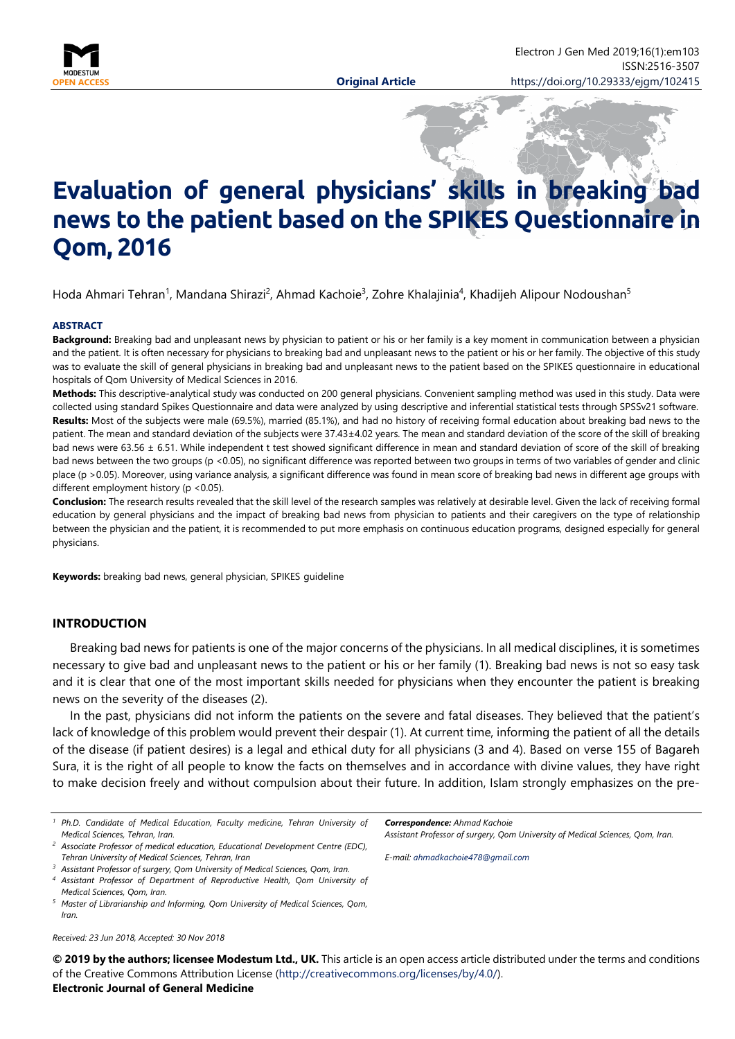# Evaluation of general physicians' skills in breaking bad news to the patient based on the SPIKES Questionnaire in Qom, 2016

Hoda Ahmari Tehran[1], Mandana Shirazi[2], Ahmad Kachoie[3], Zohre Khalajinia[4], Khadijeh Alipour Nodoushan[5]

### ABSTRACT

**Background:** Breaking bad and unpleasant news by physician to patient or his or her family is a key moment in communication between a physician and the patient. It is often necessary for physicians to breaking bad and unpleasant news to the patient or his or her family. The objective of this study was to evaluate the skill of general physicians in breaking bad and unpleasant news to the patient based on the SPIKES questionnaire in educational hospitals of Qom University of Medical Sciences in 2016.

**Methods:** This descriptive-analytical study was conducted on 200 general physicians. Convenient sampling method was used in this study. Data were collected using standard Spikes Questionnaire and data were analyzed by using descriptive and inferential statistical tests through SPSSv21 software.

**Results:** Most of the subjects were male (69.5%), married (85.1%), and had no history of receiving formal education about breaking bad news to the patient. The mean and standard deviation of the subjects were 37.43±4.02 years. The mean and standard deviation of the score of the skill of breaking bad news were 63.56 ± 6.51. While independent t test showed significant difference in mean and standard deviation of score of the skill of breaking bad news between the two groups ($p < 0.05$), no significant difference was reported between two groups in terms of two variables of gender and clinic place ($p > 0.05$). Moreover, using variance analysis, a significant difference was found in mean score of breaking bad news in different age groups with different employment history ($p < 0.05$).

**Conclusion:** The research results revealed that the skill level of the research samples was relatively at desirable level. Given the lack of receiving formal education by general physicians and the impact of breaking bad news from physician to patients and their caregivers on the type of relationship between the physician and the patient, it is recommended to put more emphasis on continuous education programs, designed especially for general physicians.

**Keywords:** breaking bad news, general physician, SPIKES guideline

## INTRODUCTION

Breaking bad news for patients is one of the major concerns of the physicians. In all medical disciplines, it is sometimes necessary to give bad and unpleasant news to the patient or his or her family (1). Breaking bad news is not so easy task and it is clear that one of the most important skills needed for physicians when they encounter the patient is breaking news on the severity of the diseases (2).

In the past, physicians did not inform the patients on the severe and fatal diseases. They believed that the patient's lack of knowledge of this problem would prevent their despair (1). At current time, informing the patient of all the details of the disease (if patient desires) is a legal and ethical duty for all physicians (3 and 4). Based on verse 155 of Bagareh Sura, it is the right of all people to know the facts on themselves and in accordance with divine values, they have right to make decision freely and without compulsion about their future. In addition, Islam strongly emphasizes on the pre-

[1] Ph.D. Candidate of Medical Education, Faculty medicine, Tehran University of Medical Sciences, Tehran, Iran.

[2] Associate Professor of medical education, Educational Development Centre (EDC), Tehran University of Medical Sciences, Tehran, Iran

[3] Assistant Professor of surgery, Qom University of Medical Sciences, Qom, Iran.

[4] Assistant Professor of Department of Reproductive Health, Qom University of Medical Sciences, Qom, Iran.

[5] Master of Librarianship and Informing, Qom University of Medical Sciences, Qom, Iran.

***Correspondence:** Ahmad Kachoie*
*Assistant Professor of surgery, Qom University of Medical Sciences, Qom, Iran.*

*E-mail: ahmadkachoie478@gmail.com*

*Received: 23 Jun 2018, Accepted: 30 Nov 2018*

**© 2019 by the authors; licensee Modestum Ltd., UK.** This article is an open access article distributed under the terms and conditions of the Creative Commons Attribution License (http://creativecommons.org/licenses/by/4.0/).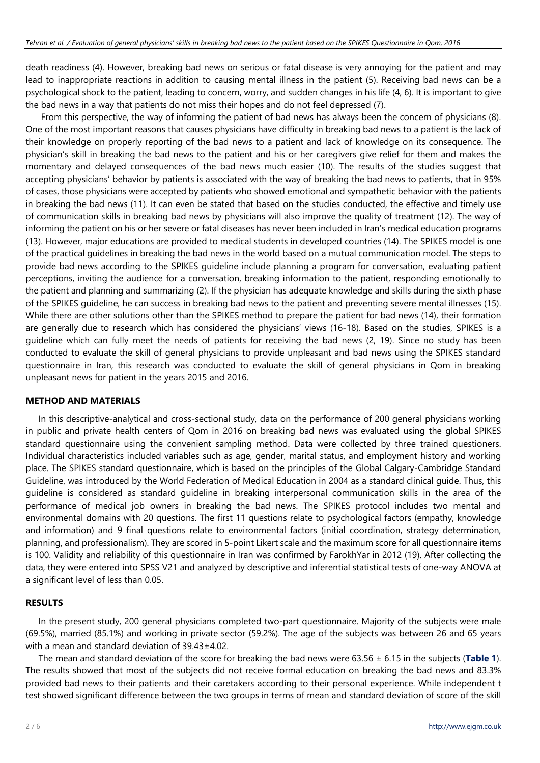death readiness (4). However, breaking bad news on serious or fatal disease is very annoying for the patient and may lead to inappropriate reactions in addition to causing mental illness in the patient (5). Receiving bad news can be a psychological shock to the patient, leading to concern, worry, and sudden changes in his life (4, 6). It is important to give the bad news in a way that patients do not miss their hopes and do not feel depressed (7).

From this perspective, the way of informing the patient of bad news has always been the concern of physicians (8). One of the most important reasons that causes physicians have difficulty in breaking bad news to a patient is the lack of their knowledge on properly reporting of the bad news to a patient and lack of knowledge on its consequence. The physician's skill in breaking the bad news to the patient and his or her caregivers give relief for them and makes the momentary and delayed consequences of the bad news much easier (10). The results of the studies suggest that accepting physicians' behavior by patients is associated with the way of breaking the bad news to patients, that in 95% of cases, those physicians were accepted by patients who showed emotional and sympathetic behavior with the patients in breaking the bad news (11). It can even be stated that based on the studies conducted, the effective and timely use of communication skills in breaking bad news by physicians will also improve the quality of treatment (12). The way of informing the patient on his or her severe or fatal diseases has never been included in Iran's medical education programs (13). However, major educations are provided to medical students in developed countries (14). The SPIKES model is one of the practical guidelines in breaking the bad news in the world based on a mutual communication model. The steps to provide bad news according to the SPIKES guideline include planning a program for conversation, evaluating patient perceptions, inviting the audience for a conversation, breaking information to the patient, responding emotionally to the patient and planning and summarizing (2). If the physician has adequate knowledge and skills during the sixth phase of the SPIKES guideline, he can success in breaking bad news to the patient and preventing severe mental illnesses (15). While there are other solutions other than the SPIKES method to prepare the patient for bad news (14), their formation are generally due to research which has considered the physicians' views (16-18). Based on the studies, SPIKES is a guideline which can fully meet the needs of patients for receiving the bad news (2, 19). Since no study has been conducted to evaluate the skill of general physicians to provide unpleasant and bad news using the SPIKES standard questionnaire in Iran, this research was conducted to evaluate the skill of general physicians in Qom in breaking unpleasant news for patient in the years 2015 and 2016.

## METHOD AND MATERIALS

In this descriptive-analytical and cross-sectional study, data on the performance of 200 general physicians working in public and private health centers of Qom in 2016 on breaking bad news was evaluated using the global SPIKES standard questionnaire using the convenient sampling method. Data were collected by three trained questioners. Individual characteristics included variables such as age, gender, marital status, and employment history and working place. The SPIKES standard questionnaire, which is based on the principles of the Global Calgary-Cambridge Standard Guideline, was introduced by the World Federation of Medical Education in 2004 as a standard clinical guide. Thus, this guideline is considered as standard guideline in breaking interpersonal communication skills in the area of the performance of medical job owners in breaking the bad news. The SPIKES protocol includes two mental and environmental domains with 20 questions. The first 11 questions relate to psychological factors (empathy, knowledge and information) and 9 final questions relate to environmental factors (initial coordination, strategy determination, planning, and professionalism). They are scored in 5-point Likert scale and the maximum score for all questionnaire items is 100. Validity and reliability of this questionnaire in Iran was confirmed by FarokhYar in 2012 (19). After collecting the data, they were entered into SPSS V21 and analyzed by descriptive and inferential statistical tests of one-way ANOVA at a significant level of less than 0.05.

## RESULTS

In the present study, 200 general physicians completed two-part questionnaire. Majority of the subjects were male (69.5%), married (85.1%) and working in private sector (59.2%). The age of the subjects was between 26 and 65 years with a mean and standard deviation of 39.43±4.02.

The mean and standard deviation of the score for breaking the bad news were 63.56 ± 6.15 in the subjects (**Table 1**). The results showed that most of the subjects did not receive formal education on breaking the bad news and 83.3% provided bad news to their patients and their caretakers according to their personal experience. While independent t test showed significant difference between the two groups in terms of mean and standard deviation of score of the skill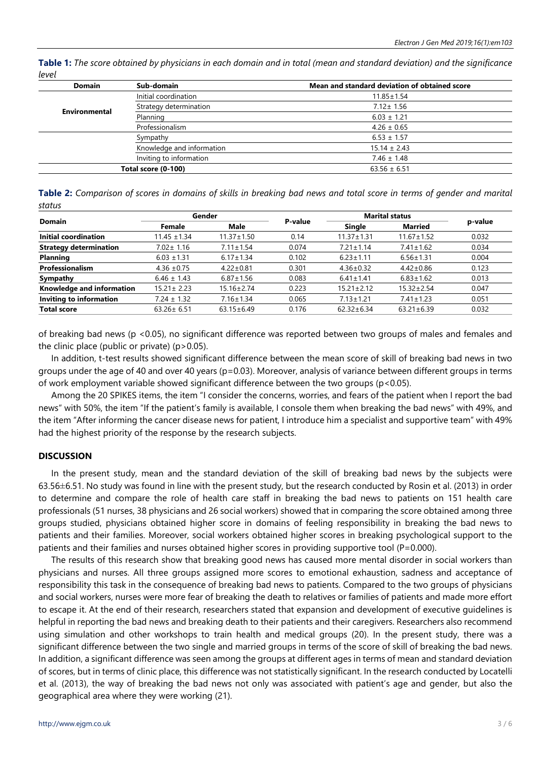**Table 1:** *The score obtained by physicians in each domain and in total (mean and standard deviation) and the significance level*

| Domain | Sub-domain | Mean and standard deviation of obtained score |
|---|---|---|
| Environmental | Initial coordination | 11.85±1.54 |
| | Strategy determination | 7.12± 1.56 |
| | Planning | 6.03 ± 1.21 |
| | Professionalism | 4.26 ± 0.65 |
| | Sympathy | 6.53 ± 1.57 |
| | Knowledge and information | 15.14 ± 2.43 |
| | Inviting to information | 7.46 ± 1.48 |
| Total score (0-100) | | 63.56 ± 6.51 |

**Table 2:** *Comparison of scores in domains of skills in breaking bad news and total score in terms of gender and marital status*

| Domain | Gender | | P-value | Marital status | | p-value |
|---|---|---|---|---|---|---|
| | Female | Male | | Single | Married | |
| **Initial coordination** | 11.45 ±1.34 | 11.37±1.50 | 0.14 | 11.37±1.31 | 11.67±1.52 | 0.032 |
| **Strategy determination** | 7.02± 1.16 | 7.11±1.54 | 0.074 | 7.21±1.14 | 7.41±1.62 | 0.034 |
| **Planning** | 6.03 ±1.31 | 6.17±1.34 | 0.102 | 6.23±1.11 | 6.56±1.31 | 0.004 |
| **Professionalism** | 4.36 ±0.75 | 4.22±0.81 | 0.301 | 4.36±0.32 | 4.42±0.86 | 0.123 |
| **Sympathy** | 6.46 ± 1.43 | 6.87±1.56 | 0.083 | 6.41±1.41 | 6.83±1.62 | 0.013 |
| **Knowledge and information** | 15.21± 2.23 | 15.16±2.74 | 0.223 | 15.21±2.12 | 15.32±2.54 | 0.047 |
| **Inviting to information** | 7.24 ± 1.32 | 7.16±1.34 | 0.065 | 7.13±1.21 | 7.41±1.23 | 0.051 |
| **Total score** | 63.26± 6.51 | 63.15±6.49 | 0.176 | 62.32±6.34 | 63.21±6.39 | 0.032 |

of breaking bad news ($p < 0.05$), no significant difference was reported between two groups of males and females and the clinic place (public or private) ($p > 0.05$).

In addition, t-test results showed significant difference between the mean score of skill of breaking bad news in two groups under the age of 40 and over 40 years ($p = 0.03$). Moreover, analysis of variance between different groups in terms of work employment variable showed significant difference between the two groups ($p < 0.05$).

Among the 20 SPIKES items, the item "I consider the concerns, worries, and fears of the patient when I report the bad news" with 50%, the item "If the patient's family is available, I console them when breaking the bad news" with 49%, and the item "After informing the cancer disease news for patient, I introduce him a specialist and supportive team" with 49% had the highest priority of the response by the research subjects.

## DISCUSSION

In the present study, mean and the standard deviation of the skill of breaking bad news by the subjects were 63.56±6.51. No study was found in line with the present study, but the research conducted by Rosin et al. (2013) in order to determine and compare the role of health care staff in breaking the bad news to patients on 151 health care professionals (51 nurses, 38 physicians and 26 social workers) showed that in comparing the score obtained among three groups studied, physicians obtained higher score in domains of feeling responsibility in breaking the bad news to patients and their families. Moreover, social workers obtained higher scores in breaking psychological support to the patients and their families and nurses obtained higher scores in providing supportive tool ($P = 0.000$).

The results of this research show that breaking good news has caused more mental disorder in social workers than physicians and nurses. All three groups assigned more scores to emotional exhaustion, sadness and acceptance of responsibility this task in the consequence of breaking bad news to patients. Compared to the two groups of physicians and social workers, nurses were more fear of breaking the death to relatives or families of patients and made more effort to escape it. At the end of their research, researchers stated that expansion and development of executive guidelines is helpful in reporting the bad news and breaking death to their patients and their caregivers. Researchers also recommend using simulation and other workshops to train health and medical groups (20). In the present study, there was a significant difference between the two single and married groups in terms of the score of skill of breaking the bad news. In addition, a significant difference was seen among the groups at different ages in terms of mean and standard deviation of scores, but in terms of clinic place, this difference was not statistically significant. In the research conducted by Locatelli et al. (2013), the way of breaking the bad news not only was associated with patient's age and gender, but also the geographical area where they were working (21).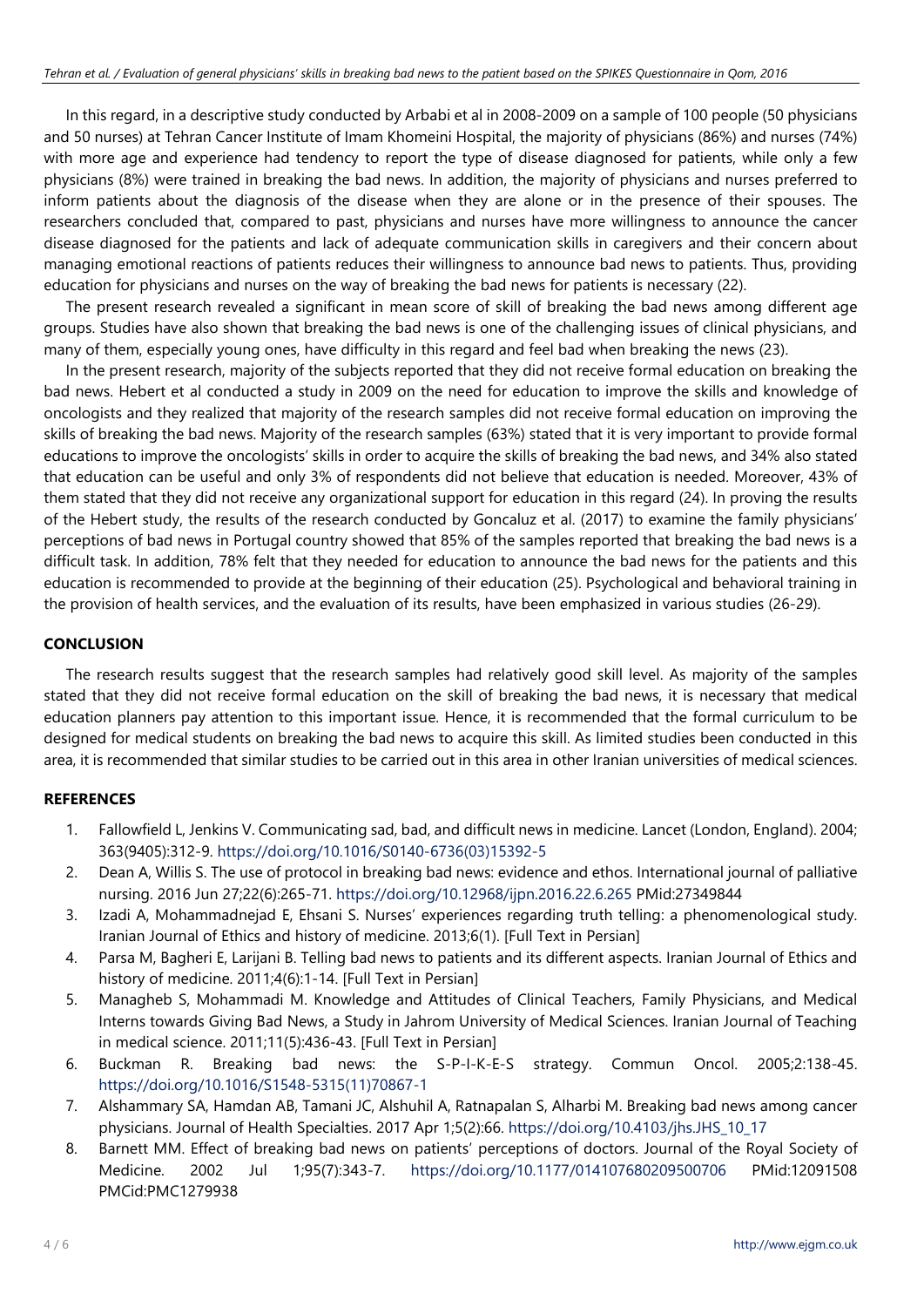In this regard, in a descriptive study conducted by Arbabi et al in 2008-2009 on a sample of 100 people (50 physicians and 50 nurses) at Tehran Cancer Institute of Imam Khomeini Hospital, the majority of physicians (86%) and nurses (74%) with more age and experience had tendency to report the type of disease diagnosed for patients, while only a few physicians (8%) were trained in breaking the bad news. In addition, the majority of physicians and nurses preferred to inform patients about the diagnosis of the disease when they are alone or in the presence of their spouses. The researchers concluded that, compared to past, physicians and nurses have more willingness to announce the cancer disease diagnosed for the patients and lack of adequate communication skills in caregivers and their concern about managing emotional reactions of patients reduces their willingness to announce bad news to patients. Thus, providing education for physicians and nurses on the way of breaking the bad news for patients is necessary (22).

The present research revealed a significant in mean score of skill of breaking the bad news among different age groups. Studies have also shown that breaking the bad news is one of the challenging issues of clinical physicians, and many of them, especially young ones, have difficulty in this regard and feel bad when breaking the news (23).

In the present research, majority of the subjects reported that they did not receive formal education on breaking the bad news. Hebert et al conducted a study in 2009 on the need for education to improve the skills and knowledge of oncologists and they realized that majority of the research samples did not receive formal education on improving the skills of breaking the bad news. Majority of the research samples (63%) stated that it is very important to provide formal educations to improve the oncologists' skills in order to acquire the skills of breaking the bad news, and 34% also stated that education can be useful and only 3% of respondents did not believe that education is needed. Moreover, 43% of them stated that they did not receive any organizational support for education in this regard (24). In proving the results of the Hebert study, the results of the research conducted by Goncaluz et al. (2017) to examine the family physicians' perceptions of bad news in Portugal country showed that 85% of the samples reported that breaking the bad news is a difficult task. In addition, 78% felt that they needed for education to announce the bad news for the patients and this education is recommended to provide at the beginning of their education (25). Psychological and behavioral training in the provision of health services, and the evaluation of its results, have been emphasized in various studies (26-29).

## CONCLUSION

The research results suggest that the research samples had relatively good skill level. As majority of the samples stated that they did not receive formal education on the skill of breaking the bad news, it is necessary that medical education planners pay attention to this important issue. Hence, it is recommended that the formal curriculum to be designed for medical students on breaking the bad news to acquire this skill. As limited studies been conducted in this area, it is recommended that similar studies to be carried out in this area in other Iranian universities of medical sciences.

## REFERENCES

1. Fallowfield L, Jenkins V. Communicating sad, bad, and difficult news in medicine. Lancet (London, England). 2004; 363(9405):312-9. https://doi.org/10.1016/S0140-6736(03)15392-5
2. Dean A, Willis S. The use of protocol in breaking bad news: evidence and ethos. International journal of palliative nursing. 2016 Jun 27;22(6):265-71. https://doi.org/10.12968/ijpn.2016.22.6.265 PMid:27349844
3. Izadi A, Mohammadnejad E, Ehsani S. Nurses' experiences regarding truth telling: a phenomenological study. Iranian Journal of Ethics and history of medicine. 2013;6(1). [Full Text in Persian]
4. Parsa M, Bagheri E, Larijani B. Telling bad news to patients and its different aspects. Iranian Journal of Ethics and history of medicine. 2011;4(6):1-14. [Full Text in Persian]
5. Managheb S, Mohammadi M. Knowledge and Attitudes of Clinical Teachers, Family Physicians, and Medical Interns towards Giving Bad News, a Study in Jahrom University of Medical Sciences. Iranian Journal of Teaching in medical science. 2011;11(5):436-43. [Full Text in Persian]
6. Buckman R. Breaking bad news: the S-P-I-K-E-S strategy. Commun Oncol. 2005;2:138-45. https://doi.org/10.1016/S1548-5315(11)70867-1
7. Alshammary SA, Hamdan AB, Tamani JC, Alshuhil A, Ratnapalan S, Alharbi M. Breaking bad news among cancer physicians. Journal of Health Specialties. 2017 Apr 1;5(2):66. https://doi.org/10.4103/jhs.JHS_10_17
8. Barnett MM. Effect of breaking bad news on patients' perceptions of doctors. Journal of the Royal Society of Medicine. 2002 Jul 1;95(7):343-7. https://doi.org/10.1177/014107680209500706 PMid:12091508 PMCid:PMC1279938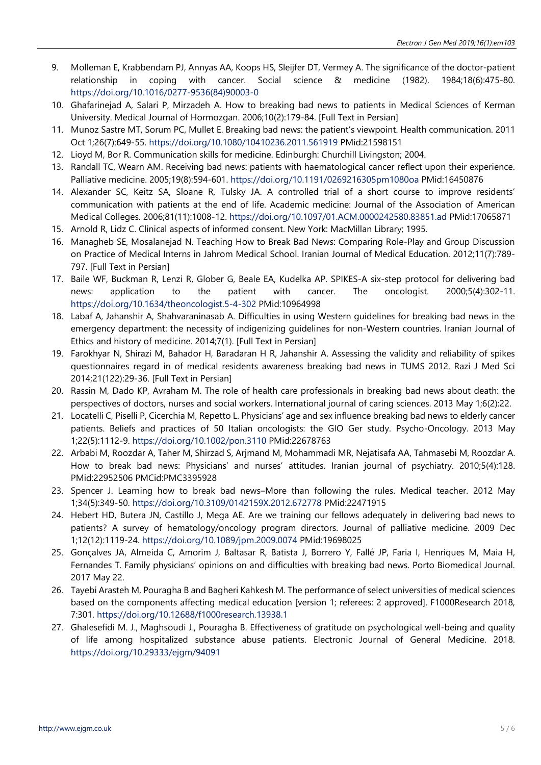9. Molleman E, Krabbendam PJ, Annyas AA, Koops HS, Sleijfer DT, Vermey A. The significance of the doctor-patient relationship in coping with cancer. Social science & medicine (1982). 1984;18(6):475-80. https://doi.org/10.1016/0277-9536(84)90003-0
10. Ghafarinejad A, Salari P, Mirzadeh A. How to breaking bad news to patients in Medical Sciences of Kerman University. Medical Journal of Hormozgan. 2006;10(2):179-84. [Full Text in Persian]
11. Munoz Sastre MT, Sorum PC, Mullet E. Breaking bad news: the patient's viewpoint. Health communication. 2011 Oct 1;26(7):649-55. https://doi.org/10.1080/10410236.2011.561919 PMid:21598151
12. Lioyd M, Bor R. Communication skills for medicine. Edinburgh: Churchill Livingston; 2004.
13. Randall TC, Wearn AM. Receiving bad news: patients with haematological cancer reflect upon their experience. Palliative medicine. 2005;19(8):594-601. https://doi.org/10.1191/0269216305pm1080oa PMid:16450876
14. Alexander SC, Keitz SA, Sloane R, Tulsky JA. A controlled trial of a short course to improve residents' communication with patients at the end of life. Academic medicine: Journal of the Association of American Medical Colleges. 2006;81(11):1008-12. https://doi.org/10.1097/01.ACM.0000242580.83851.ad PMid:17065871
15. Arnold R, Lidz C. Clinical aspects of informed consent. New York: MacMillan Library; 1995.
16. Managheb SE, Mosalanejad N. Teaching How to Break Bad News: Comparing Role-Play and Group Discussion on Practice of Medical Interns in Jahrom Medical School. Iranian Journal of Medical Education. 2012;11(7):789-797. [Full Text in Persian]
17. Baile WF, Buckman R, Lenzi R, Glober G, Beale EA, Kudelka AP. SPIKES-A six-step protocol for delivering bad news: application to the patient with cancer. The oncologist. 2000;5(4):302-11. https://doi.org/10.1634/theoncologist.5-4-302 PMid:10964998
18. Labaf A, Jahanshir A, Shahvaraninasab A. Difficulties in using Western guidelines for breaking bad news in the emergency department: the necessity of indigenizing guidelines for non-Western countries. Iranian Journal of Ethics and history of medicine. 2014;7(1). [Full Text in Persian]
19. Farokhyar N, Shirazi M, Bahador H, Baradaran H R, Jahanshir A. Assessing the validity and reliability of spikes questionnaires regard in of medical residents awareness breaking bad news in TUMS 2012. Razi J Med Sci 2014;21(122):29-36. [Full Text in Persian]
20. Rassin M, Dado KP, Avraham M. The role of health care professionals in breaking bad news about death: the perspectives of doctors, nurses and social workers. International journal of caring sciences. 2013 May 1;6(2):22.
21. Locatelli C, Piselli P, Cicerchia M, Repetto L. Physicians' age and sex influence breaking bad news to elderly cancer patients. Beliefs and practices of 50 Italian oncologists: the GIO Ger study. Psycho-Oncology. 2013 May 1;22(5):1112-9. https://doi.org/10.1002/pon.3110 PMid:22678763
22. Arbabi M, Roozdar A, Taher M, Shirzad S, Arjmand M, Mohammadi MR, Nejatisafa AA, Tahmasebi M, Roozdar A. How to break bad news: Physicians' and nurses' attitudes. Iranian journal of psychiatry. 2010;5(4):128. PMid:22952506 PMCid:PMC3395928
23. Spencer J. Learning how to break bad news–More than following the rules. Medical teacher. 2012 May 1;34(5):349-50. https://doi.org/10.3109/0142159X.2012.672778 PMid:22471915
24. Hebert HD, Butera JN, Castillo J, Mega AE. Are we training our fellows adequately in delivering bad news to patients? A survey of hematology/oncology program directors. Journal of palliative medicine. 2009 Dec 1;12(12):1119-24. https://doi.org/10.1089/jpm.2009.0074 PMid:19698025
25. Gonçalves JA, Almeida C, Amorim J, Baltasar R, Batista J, Borrero Y, Fallé JP, Faria I, Henriques M, Maia H, Fernandes T. Family physicians' opinions on and difficulties with breaking bad news. Porto Biomedical Journal. 2017 May 22.
26. Tayebi Arasteh M, Pouragha B and Bagheri Kahkesh M. The performance of select universities of medical sciences based on the components affecting medical education [version 1; referees: 2 approved]. F1000Research 2018, 7:301. https://doi.org/10.12688/f1000research.13938.1
27. Ghalesefidi M. J., Maghsoudi J., Pouragha B. Effectiveness of gratitude on psychological well-being and quality of life among hospitalized substance abuse patients. Electronic Journal of General Medicine. 2018. https://doi.org/10.29333/ejgm/94091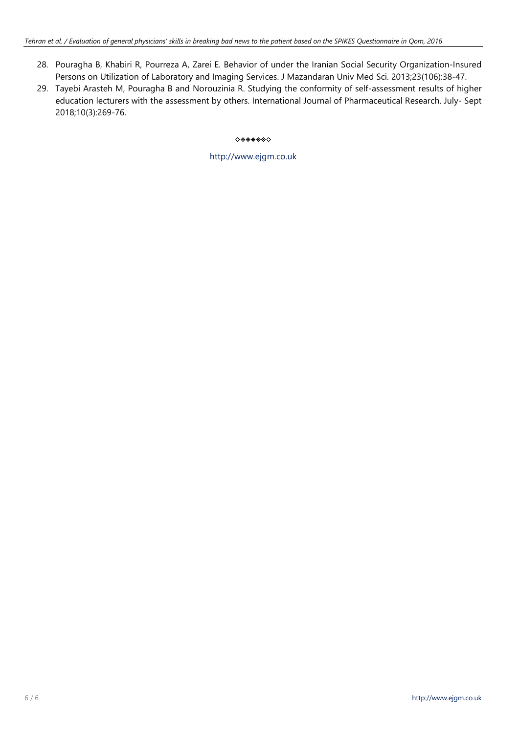28. Pouragha B, Khabiri R, Pourreza A, Zarei E. Behavior of under the Iranian Social Security Organization-Insured Persons on Utilization of Laboratory and Imaging Services. J Mazandaran Univ Med Sci. 2013;23(106):38-47.
29. Tayebi Arasteh M, Pouragha B and Norouzinia R. Studying the conformity of self-assessment results of higher education lecturers with the assessment by others. International Journal of Pharmaceutical Research. July- Sept 2018;10(3):269-76.

◇◈◈◆◈◈◇

http://www.ejgm.co.uk